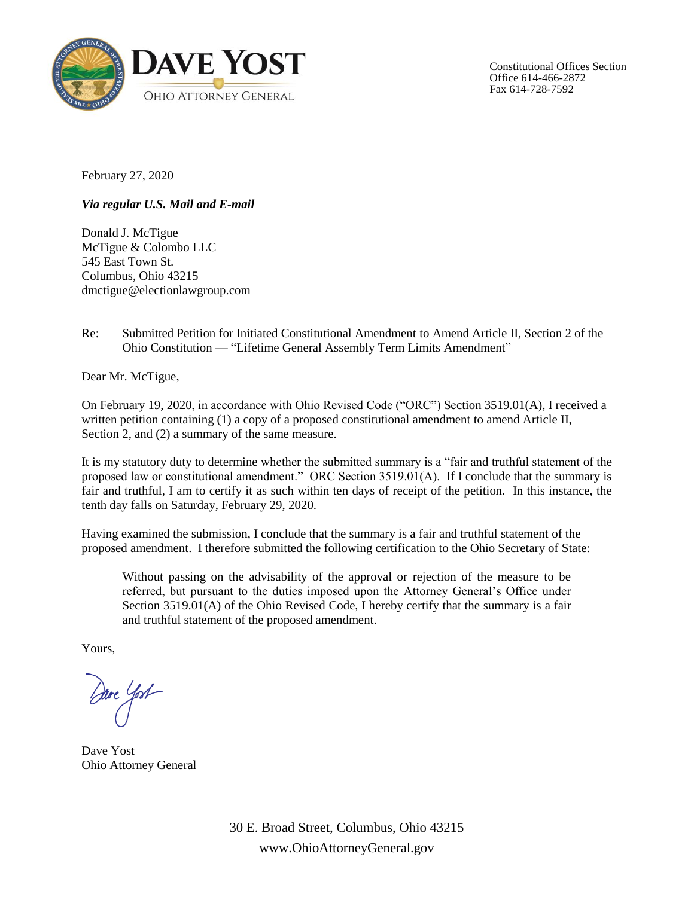**DAVE YOST**
OHIO ATTORNEY GENERAL

Constitutional Offices Section
Office 614-466-2872
Fax 614-728-7592

February 27, 2020

***Via regular U.S. Mail and E-mail***

Donald J. McTigue
McTigue & Colombo LLC
545 East Town St.
Columbus, Ohio 43215
dmctigue@electionlawgroup.com

Re: Submitted Petition for Initiated Constitutional Amendment to Amend Article II, Section 2 of the Ohio Constitution — "Lifetime General Assembly Term Limits Amendment"

Dear Mr. McTigue,

On February 19, 2020, in accordance with Ohio Revised Code ("ORC") Section 3519.01(A), I received a written petition containing (1) a copy of a proposed constitutional amendment to amend Article II, Section 2, and (2) a summary of the same measure.

It is my statutory duty to determine whether the submitted summary is a "fair and truthful statement of the proposed law or constitutional amendment." ORC Section 3519.01(A). If I conclude that the summary is fair and truthful, I am to certify it as such within ten days of receipt of the petition. In this instance, the tenth day falls on Saturday, February 29, 2020.

Having examined the submission, I conclude that the summary is a fair and truthful statement of the proposed amendment. I therefore submitted the following certification to the Ohio Secretary of State:

> Without passing on the advisability of the approval or rejection of the measure to be referred, but pursuant to the duties imposed upon the Attorney General's Office under Section 3519.01(A) of the Ohio Revised Code, I hereby certify that the summary is a fair and truthful statement of the proposed amendment.

Yours,

Dave Yost
Ohio Attorney General

30 E. Broad Street, Columbus, Ohio 43215
www.OhioAttorneyGeneral.gov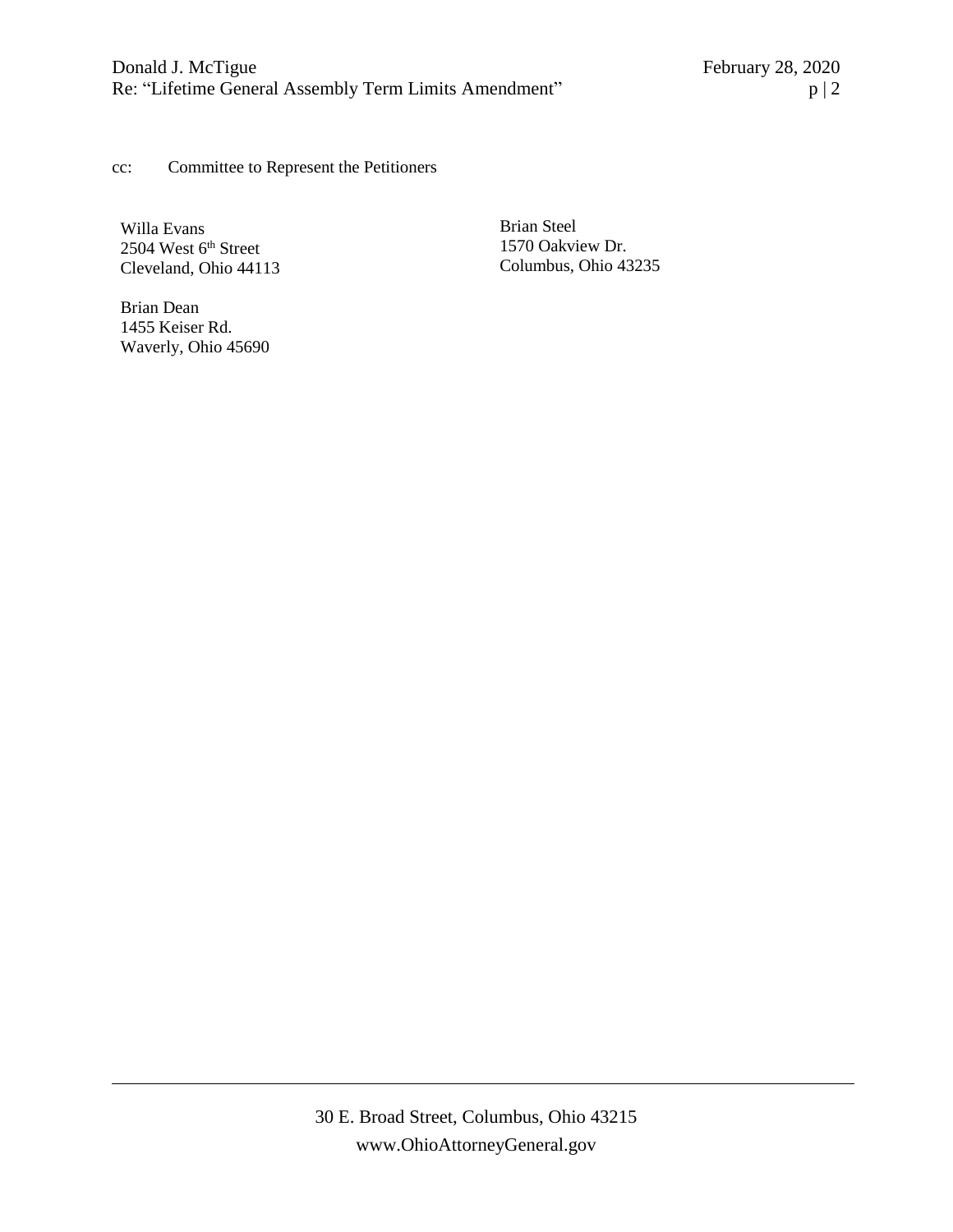cc: Committee to Represent the Petitioners

Willa Evans
2504 West 6th Street
Cleveland, Ohio 44113

Brian Dean
1455 Keiser Rd.
Waverly, Ohio 45690

Brian Steel
1570 Oakview Dr.
Columbus, Ohio 43235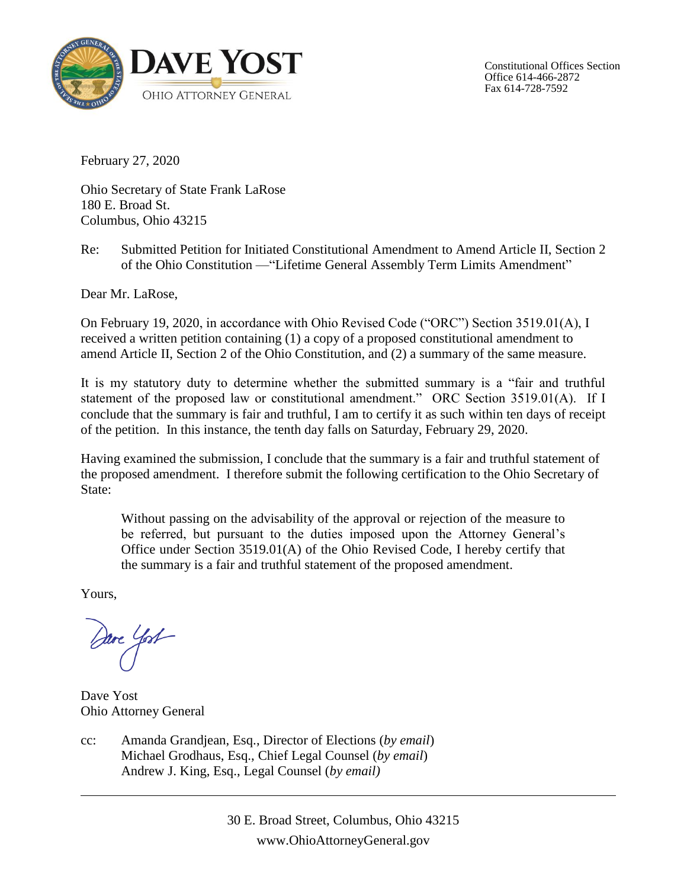DAVE YOST

OHIO ATTORNEY GENERAL

Constitutional Offices Section
Office 614-466-2872
Fax 614-728-7592

February 27, 2020

Ohio Secretary of State Frank LaRose
180 E. Broad St.
Columbus, Ohio 43215

Re: Submitted Petition for Initiated Constitutional Amendment to Amend Article II, Section 2 of the Ohio Constitution —"Lifetime General Assembly Term Limits Amendment"

Dear Mr. LaRose,

On February 19, 2020, in accordance with Ohio Revised Code ("ORC") Section 3519.01(A), I received a written petition containing (1) a copy of a proposed constitutional amendment to amend Article II, Section 2 of the Ohio Constitution, and (2) a summary of the same measure.

It is my statutory duty to determine whether the submitted summary is a "fair and truthful statement of the proposed law or constitutional amendment." ORC Section 3519.01(A). If I conclude that the summary is fair and truthful, I am to certify it as such within ten days of receipt of the petition. In this instance, the tenth day falls on Saturday, February 29, 2020.

Having examined the submission, I conclude that the summary is a fair and truthful statement of the proposed amendment. I therefore submit the following certification to the Ohio Secretary of State:

> Without passing on the advisability of the approval or rejection of the measure to be referred, but pursuant to the duties imposed upon the Attorney General's Office under Section 3519.01(A) of the Ohio Revised Code, I hereby certify that the summary is a fair and truthful statement of the proposed amendment.

Yours,

Dave Yost

Dave Yost
Ohio Attorney General

cc: Amanda Grandjean, Esq., Director of Elections (*by email*)
Michael Grodhaus, Esq., Chief Legal Counsel (*by email*)
Andrew J. King, Esq., Legal Counsel (*by email*)

30 E. Broad Street, Columbus, Ohio 43215
www.OhioAttorneyGeneral.gov